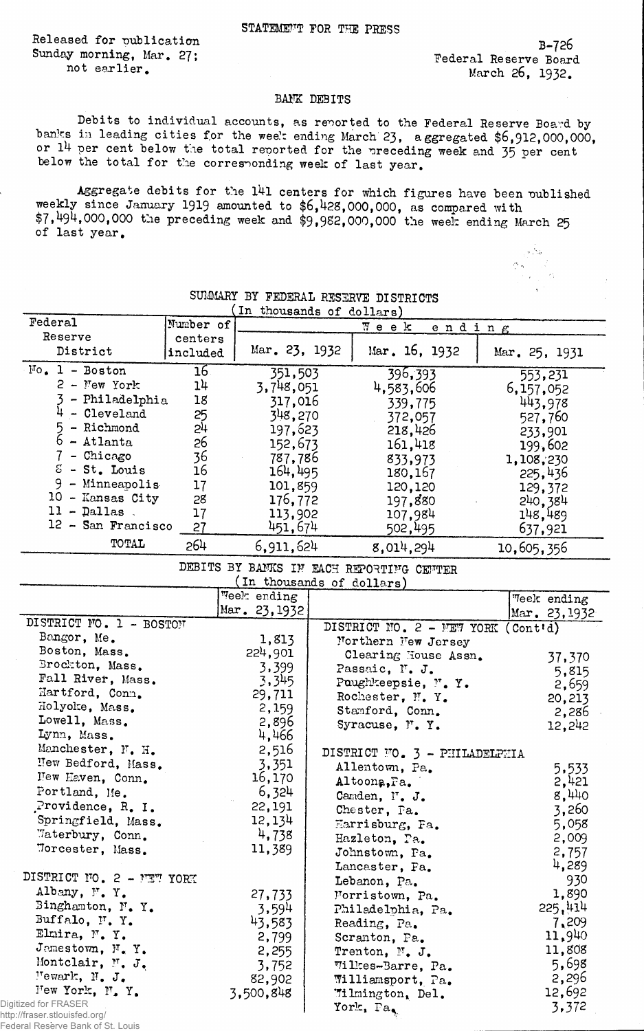STATEMENT FOR THE PRESS

Released for publication Sunday morning, Mar. 27; not earlier.

B-726
Federal Reserve Board
March 26, 1932.

## BANK DEBITS

Debits to individual accounts, as reported to the Federal Reserve Board by banks in leading cities for the week ending March 23, aggregated $6,912,000,000, or 14 per cent below the total reported for the preceding week and 35 per cent below the total for the corresponding week of last year.

Aggregate debits for the 141 centers for which figures have been published weekly since January 1919 amounted to $6,428,000,000, as compared with $7,494,000,000 the preceding week and $9,982,000,000 the week ending March 25 of last year.

### SUMMARY BY FEDERAL RESERVE DISTRICTS
(In thousands of dollars)

| Federal Reserve District | Number of centers included | Week ending Mar. 23, 1932 | Week ending Mar. 16, 1932 | Week ending Mar. 25, 1931 |
|---|---|---|---|---|
| No. 1 - Boston | 16 | 351,503 | 396,393 | 553,231 |
| 2 - New York | 14 | 3,748,051 | 4,583,606 | 6,157,052 |
| 3 - Philadelphia | 18 | 317,016 | 339,775 | 443,978 |
| 4 - Cleveland | 25 | 348,270 | 372,057 | 527,760 |
| 5 - Richmond | 24 | 197,623 | 218,426 | 233,901 |
| 6 - Atlanta | 26 | 152,673 | 161,418 | 199,602 |
| 7 - Chicago | 36 | 787,786 | 833,973 | 1,108,230 |
| 8 - St. Louis | 16 | 164,495 | 180,167 | 225,436 |
| 9 - Minneapolis | 17 | 101,859 | 120,120 | 129,372 |
| 10 - Kansas City | 28 | 176,772 | 197,880 | 240,384 |
| 11 - Dallas | 17 | 113,902 | 107,984 | 148,489 |
| 12 - San Francisco | 27 | 451,674 | 502,495 | 637,921 |
| TOTAL | 264 | 6,911,624 | 8,014,294 | 10,605,356 |

### DEBITS BY BANKS IN EACH REPORTING CENTER
(In thousands of dollars)

| | Week ending Mar. 23, 1932 |
|---|---|
| **DISTRICT NO. 1 - BOSTON** | |
| Bangor, Me. | 1,813 |
| Boston, Mass. | 224,901 |
| Brockton, Mass. | 3,399 |
| Fall River, Mass. | 3,345 |
| Hartford, Conn. | 29,711 |
| Holyoke, Mass. | 2,159 |
| Lowell, Mass. | 2,896 |
| Lynn, Mass. | 4,466 |
| Manchester, N. H. | 2,516 |
| New Bedford, Mass. | 3,351 |
| New Haven, Conn. | 16,170 |
| Portland, Me. | 6,324 |
| Providence, R. I. | 22,191 |
| Springfield, Mass. | 12,134 |
| Waterbury, Conn. | 4,738 |
| Worcester, Mass. | 11,389 |
| **DISTRICT NO. 2 - NEW YORK** | |
| Albany, N. Y. | 27,733 |
| Binghamton, N. Y. | 3,594 |
| Buffalo, N. Y. | 43,583 |
| Elmira, N. Y. | 2,799 |
| Jamestown, N. Y. | 2,255 |
| Montclair, N. J. | 3,752 |
| Newark, N. J. | 82,902 |
| New York, N. Y. | 3,500,848 |
| **DISTRICT NO. 2 - NEW YORK (Cont'd)** | |
| Northern New Jersey Clearing House Assn. | 37,370 |
| Passaic, N. J. | 5,815 |
| Poughkeepsie, N. Y. | 2,659 |
| Rochester, N. Y. | 20,213 |
| Stamford, Conn. | 2,286 |
| Syracuse, N. Y. | 12,242 |
| **DISTRICT NO. 3 - PHILADELPHIA** | |
| Allentown, Pa. | 5,533 |
| Altoona, Pa. | 2,421 |
| Camden, N. J. | 8,440 |
| Chester, Pa. | 3,260 |
| Harrisburg, Pa. | 5,058 |
| Hazleton, Pa. | 2,009 |
| Johnstown, Pa. | 2,757 |
| Lancaster, Pa. | 4,289 |
| Lebanon, Pa. | 930 |
| Norristown, Pa. | 1,890 |
| Philadelphia, Pa. | 225,414 |
| Reading, Pa. | 7,209 |
| Scranton, Pa. | 11,940 |
| Trenton, N. J. | 11,808 |
| Wilkes-Barre, Pa. | 5,698 |
| Williamsport, Pa. | 2,296 |
| Wilmington, Del. | 12,692 |
| York, Pa. | 3,372 |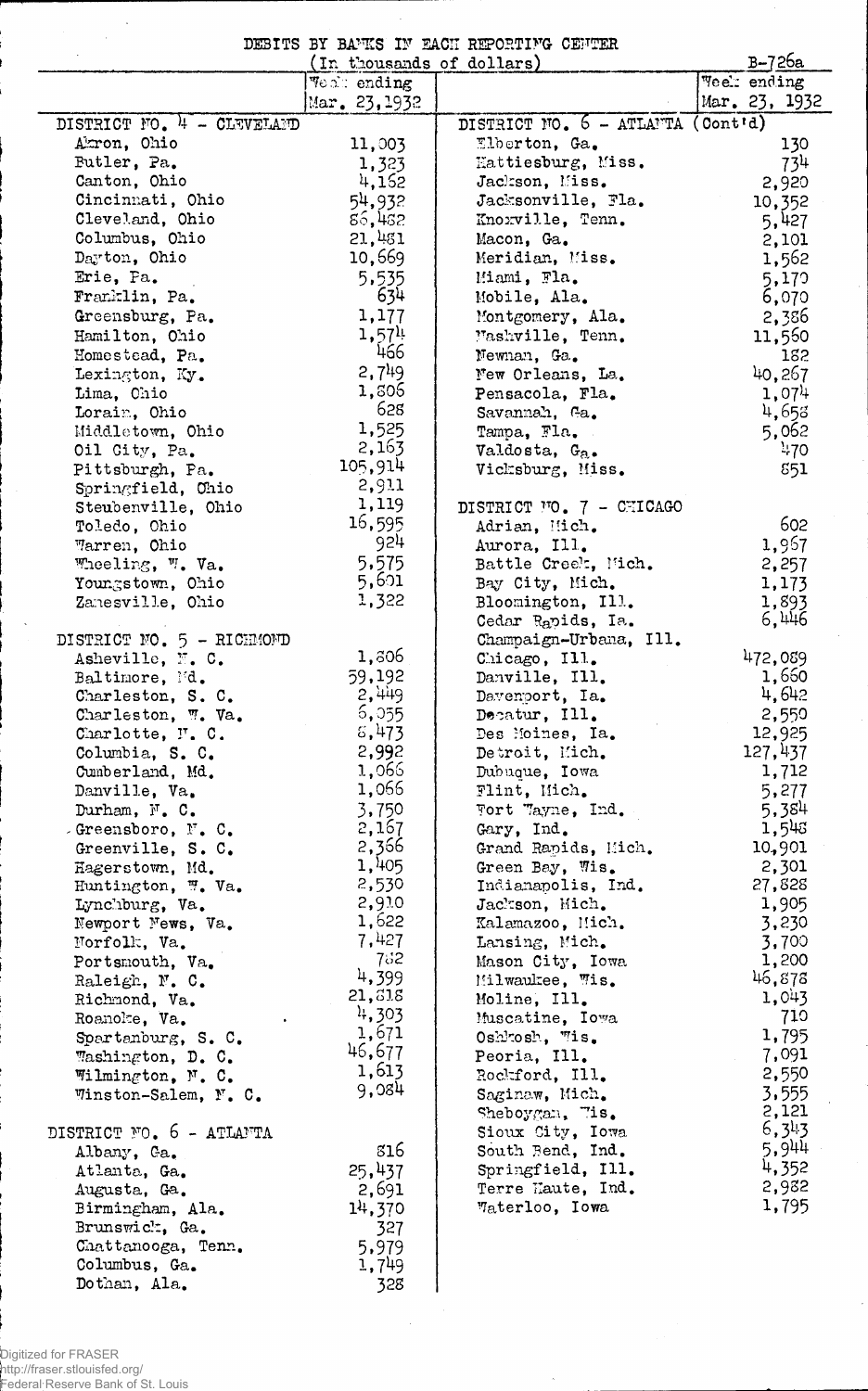DEBITS BY BANKS IN EACH REPORTING CENTER

(In thousands of dollars)

B-726a

| | Week ending Mar. 23, 1932 |
|---|---|
| **DISTRICT NO. 4 - CLEVELAND** | |
| Akron, Ohio | 11,003 |
| Butler, Pa. | 1,323 |
| Canton, Ohio | 4,162 |
| Cincinnati, Ohio | 54,932 |
| Cleveland, Ohio | 86,482 |
| Columbus, Ohio | 21,481 |
| Dayton, Ohio | 10,669 |
| Erie, Pa. | 5,535 |
| Franklin, Pa. | 634 |
| Greensburg, Pa. | 1,177 |
| Hamilton, Ohio | 1,574 |
| Homestead, Pa. | 466 |
| Lexington, Ky. | 2,749 |
| Lima, Ohio | 1,806 |
| Lorain, Ohio | 628 |
| Middletown, Ohio | 1,525 |
| Oil City, Pa. | 2,163 |
| Pittsburgh, Pa. | 105,914 |
| Springfield, Ohio | 2,911 |
| Steubenville, Ohio | 1,119 |
| Toledo, Ohio | 16,595 |
| Warren, Ohio | 924 |
| Wheeling, W. Va. | 5,575 |
| Youngstown, Ohio | 5,601 |
| Zanesville, Ohio | 1,322 |
| **DISTRICT NO. 5 - RICHMOND** | |
| Asheville, N. C. | 1,806 |
| Baltimore, Md. | 59,192 |
| Charleston, S. C. | 2,449 |
| Charleston, W. Va. | 6,055 |
| Charlotte, N. C. | 8,473 |
| Columbia, S. C. | 2,992 |
| Cumberland, Md. | 1,066 |
| Danville, Va. | 1,066 |
| Durham, N. C. | 3,750 |
| Greensboro, N. C. | 2,167 |
| Greenville, S. C. | 2,366 |
| Hagerstown, Md. | 1,405 |
| Huntington, W. Va. | 2,530 |
| Lynchburg, Va. | 2,910 |
| Newport News, Va. | 1,622 |
| Norfolk, Va. | 7,427 |
| Portsmouth, Va. | 782 |
| Raleigh, N. C. | 4,399 |
| Richmond, Va. | 21,818 |
| Roanoke, Va. | 4,303 |
| Spartanburg, S. C. | 1,671 |
| Washington, D. C. | 46,677 |
| Wilmington, N. C. | 1,613 |
| Winston-Salem, N. C. | 9,084 |
| **DISTRICT NO. 6 - ATLANTA** | |
| Albany, Ga. | 816 |
| Atlanta, Ga. | 25,437 |
| Augusta, Ga. | 2,691 |
| Birmingham, Ala. | 14,370 |
| Brunswick, Ga. | 327 |
| Chattanooga, Tenn. | 5,979 |
| Columbus, Ga. | 1,749 |
| Dothan, Ala. | 328 |
| **DISTRICT NO. 6 - ATLANTA (Cont'd)** | |
| Elberton, Ga. | 130 |
| Hattiesburg, Miss. | 734 |
| Jackson, Miss. | 2,920 |
| Jacksonville, Fla. | 10,352 |
| Knoxville, Tenn. | 5,427 |
| Macon, Ga. | 2,101 |
| Meridian, Miss. | 1,562 |
| Miami, Fla. | 5,170 |
| Mobile, Ala. | 6,070 |
| Montgomery, Ala. | 2,386 |
| Nashville, Tenn. | 11,560 |
| Newnan, Ga. | 182 |
| New Orleans, La. | 40,267 |
| Pensacola, Fla. | 1,074 |
| Savannah, Ga. | 4,658 |
| Tampa, Fla. | 5,062 |
| Valdosta, Ga. | 470 |
| Vicksburg, Miss. | 851 |
| **DISTRICT NO. 7 - CHICAGO** | |
| Adrian, Mich. | 602 |
| Aurora, Ill. | 1,967 |
| Battle Creek, Mich. | 2,257 |
| Bay City, Mich. | 1,173 |
| Bloomington, Ill. | 1,893 |
| Cedar Rapids, Ia. | 6,446 |
| Champaign-Urbana, Ill. | |
| Chicago, Ill. | 472,089 |
| Danville, Ill. | 1,660 |
| Davenport, Ia. | 4,642 |
| Decatur, Ill. | 2,550 |
| Des Moines, Ia. | 12,925 |
| Detroit, Mich. | 127,437 |
| Dubuque, Iowa | 1,712 |
| Flint, Mich. | 5,277 |
| Fort Wayne, Ind. | 5,384 |
| Gary, Ind. | 1,548 |
| Grand Rapids, Mich. | 10,901 |
| Green Bay, Wis. | 2,301 |
| Indianapolis, Ind. | 27,828 |
| Jackson, Mich. | 1,905 |
| Kalamazoo, Mich. | 3,230 |
| Lansing, Mich. | 3,700 |
| Mason City, Iowa | 1,200 |
| Milwaukee, Wis. | 46,878 |
| Moline, Ill. | 1,043 |
| Muscatine, Iowa | 710 |
| Oshkosh, Wis. | 1,795 |
| Peoria, Ill. | 7,091 |
| Rockford, Ill. | 2,550 |
| Saginaw, Mich. | 3,555 |
| Sheboygan, Wis. | 2,121 |
| Sioux City, Iowa | 6,343 |
| South Bend, Ind. | 5,944 |
| Springfield, Ill. | 4,352 |
| Terre Haute, Ind. | 2,982 |
| Waterloo, Iowa | 1,795 |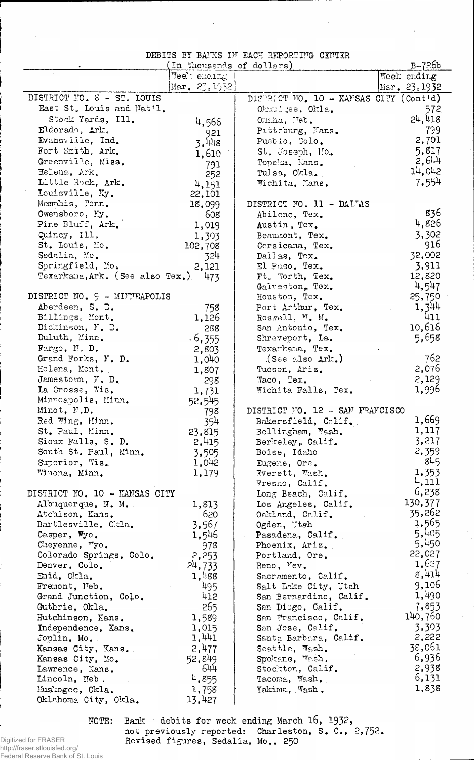DEBITS BY BANKS IN EACH REPORTING CENTER

(In thousands of dollars)

B-726b

| | Week ending Mar. 23, 1932 |
|---|---|
| **DISTRICT NO. 8 - ST. LOUIS** | |
| East St. Louis and Nat'l. Stock Yards, Ill. | 4,566 |
| Eldorado, Ark. | 921 |
| Evansville, Ind. | 3,448 |
| Fort Smith, Ark. | 1,610 |
| Greenville, Miss. | 791 |
| Helena, Ark. | 252 |
| Little Rock, Ark. | 4,151 |
| Louisville, Ky. | 22,101 |
| Memphis, Tenn. | 18,099 |
| Owensboro, Ky. | 608 |
| Pine Bluff, Ark. | 1,019 |
| Quincy, Ill. | 1,303 |
| St. Louis, Mo. | 102,708 |
| Sedalia, Mo. | 324 |
| Springfield, Mo. | 2,121 |
| Texarkana, Ark. (See also Tex.) | 473 |
| **DISTRICT NO. 9 - MINNEAPOLIS** | |
| Aberdeen, S. D. | 758 |
| Billings, Mont. | 1,126 |
| Dickinson, N. D. | 288 |
| Duluth, Minn. | 6,355 |
| Fargo, N. D. | 2,803 |
| Grand Forks, N. D. | 1,040 |
| Helena, Mont. | 1,807 |
| Jamestown, N. D. | 298 |
| La Crosse, Wis. | 1,731 |
| Minneapolis, Minn. | 52,545 |
| Minot, N.D. | 798 |
| Red Wing, Minn. | 354 |
| St. Paul, Minn. | 23,815 |
| Sioux Falls, S. D. | 2,415 |
| South St. Paul, Minn. | 3,505 |
| Superior, Wis. | 1,042 |
| Winona, Minn. | 1,179 |
| **DISTRICT NO. 10 - KANSAS CITY** | |
| Albuquerque, N. M. | 1,813 |
| Atchison, Kans. | 620 |
| Bartlesville, Okla. | 3,567 |
| Casper, Wyo. | 1,546 |
| Cheyenne, Wyo. | 978 |
| Colorado Springs, Colo. | 2,253 |
| Denver, Colo. | 24,733 |
| Enid, Okla. | 1,488 |
| Fremont, Neb. | 495 |
| Grand Junction, Colo. | 412 |
| Guthrie, Okla. | 265 |
| Hutchinson, Kans. | 1,589 |
| Independence, Kans. | 1,015 |
| Joplin, Mo. | 1,441 |
| Kansas City, Kans. | 2,477 |
| Kansas City, Mo. | 52,849 |
| Lawrence, Kans. | 644 |
| Lincoln, Neb. | 4,855 |
| Muskogee, Okla. | 1,758 |
| Oklahoma City, Okla. | 13,427 |

| | Week ending Mar. 23, 1932 |
|---|---|
| **DISTRICT NO. 10 - KANSAS CITY (Cont'd)** | |
| Okmulgee, Okla. | 572 |
| Omaha, Neb. | 24,418 |
| Pittsburg, Kans. | 799 |
| Pueblo, Colo. | 2,701 |
| St. Joseph, Mo. | 5,817 |
| Topeka, Kans. | 2,644 |
| Tulsa, Okla. | 14,042 |
| Wichita, Kans. | 7,554 |
| **DISTRICT NO. 11 - DALLAS** | |
| Abilene, Tex. | 836 |
| Austin, Tex. | 4,826 |
| Beaumont, Tex. | 3,302 |
| Corsicana, Tex. | 916 |
| Dallas, Tex. | 32,002 |
| El Paso, Tex. | 3,911 |
| Ft. Worth, Tex. | 12,820 |
| Galveston, Tex. | 4,547 |
| Houston, Tex. | 25,750 |
| Port Arthur, Tex. | 1,344 |
| Roswell, N. M. | 411 |
| San Antonio, Tex. | 10,616 |
| Shreveport, La. | 5,658 |
| Texarkana, Tex. (See also Ark.) | 762 |
| Tucson, Ariz. | 2,076 |
| Waco, Tex. | 2,129 |
| Wichita Falls, Tex. | 1,996 |
| **DISTRICT NO. 12 - SAN FRANCISCO** | |
| Bakersfield, Calif. | 1,669 |
| Bellingham, Wash. | 1,117 |
| Berkeley, Calif. | 3,217 |
| Boise, Idaho | 2,359 |
| Eugene, Ore. | 845 |
| Everett, Wash. | 1,353 |
| Fresno, Calif. | 4,111 |
| Long Beach, Calif. | 6,238 |
| Los Angeles, Calif. | 130,377 |
| Oakland, Calif. | 35,262 |
| Ogden, Utah | 1,565 |
| Pasadena, Calif. | 5,405 |
| Phoenix, Ariz. | 5,450 |
| Portland, Ore. | 22,027 |
| Reno, Nev. | 1,627 |
| Sacramento, Calif. | 8,414 |
| Salt Lake City, Utah | 9,106 |
| San Bernardino, Calif. | 1,490 |
| San Diego, Calif. | 7,853 |
| San Francisco, Calif. | 140,760 |
| San Jose, Calif. | 3,303 |
| Santa Barbara, Calif. | 2,222 |
| Seattle, Wash. | 38,061 |
| Spokane, Wash. | 6,936 |
| Stockton, Calif. | 2,938 |
| Tacoma, Wash. | 6,131 |
| Yakima, Wash. | 1,838 |

NOTE: Bank debits for week ending March 16, 1932, not previously reported: Charleston, S. C., 2,752. Revised figures, Sedalia, Mo., 250